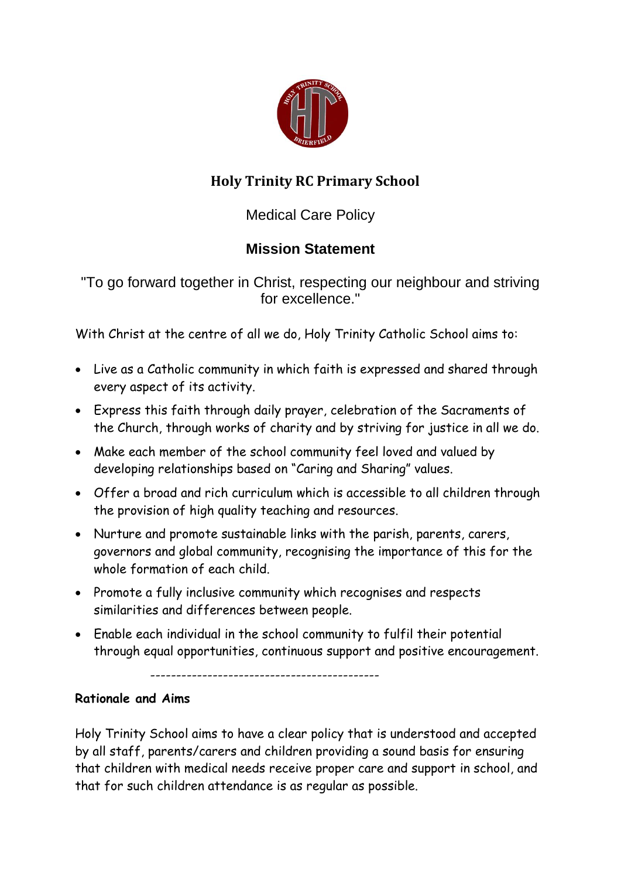# Holy Trinity RC Primary School

Medical Care Policy

## Mission Statement

"To go forward together in Christ, respecting our neighbour and striving for excellence."

With Christ at the centre of all we do, Holy Trinity Catholic School aims to:

- Live as a Catholic community in which faith is expressed and shared through every aspect of its activity.
- Express this faith through daily prayer, celebration of the Sacraments of the Church, through works of charity and by striving for justice in all we do.
- Make each member of the school community feel loved and valued by developing relationships based on "Caring and Sharing" values.
- Offer a broad and rich curriculum which is accessible to all children through the provision of high quality teaching and resources.
- Nurture and promote sustainable links with the parish, parents, carers, governors and global community, recognising the importance of this for the whole formation of each child.
- Promote a fully inclusive community which recognises and respects similarities and differences between people.
- Enable each individual in the school community to fulfil their potential through equal opportunities, continuous support and positive encouragement.

-------------------------------------------

**Rationale and Aims**

Holy Trinity School aims to have a clear policy that is understood and accepted by all staff, parents/carers and children providing a sound basis for ensuring that children with medical needs receive proper care and support in school, and that for such children attendance is as regular as possible.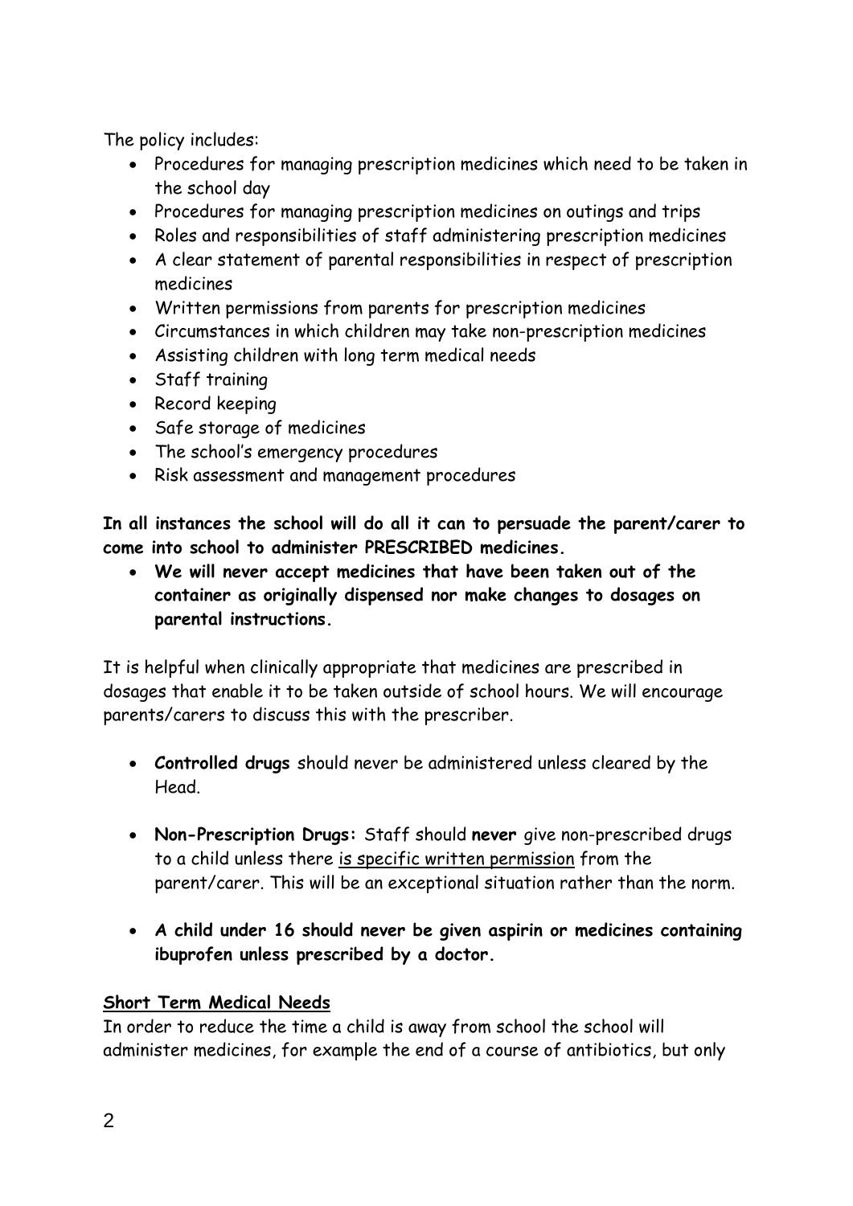The policy includes:

- Procedures for managing prescription medicines which need to be taken in the school day
- Procedures for managing prescription medicines on outings and trips
- Roles and responsibilities of staff administering prescription medicines
- A clear statement of parental responsibilities in respect of prescription medicines
- Written permissions from parents for prescription medicines
- Circumstances in which children may take non-prescription medicines
- Assisting children with long term medical needs
- Staff training
- Record keeping
- Safe storage of medicines
- The school's emergency procedures
- Risk assessment and management procedures

**In all instances the school will do all it can to persuade the parent/carer to come into school to administer PRESCRIBED medicines.**

- **We will never accept medicines that have been taken out of the container as originally dispensed nor make changes to dosages on parental instructions.**

It is helpful when clinically appropriate that medicines are prescribed in dosages that enable it to be taken outside of school hours. We will encourage parents/carers to discuss this with the prescriber.

- **Controlled drugs** should never be administered unless cleared by the Head.

- **Non-Prescription Drugs:** Staff should **never** give non-prescribed drugs to a child unless there is specific written permission from the parent/carer. This will be an exceptional situation rather than the norm.

- **A child under 16 should never be given aspirin or medicines containing ibuprofen unless prescribed by a doctor.**

**Short Term Medical Needs**

In order to reduce the time a child is away from school the school will administer medicines, for example the end of a course of antibiotics, but only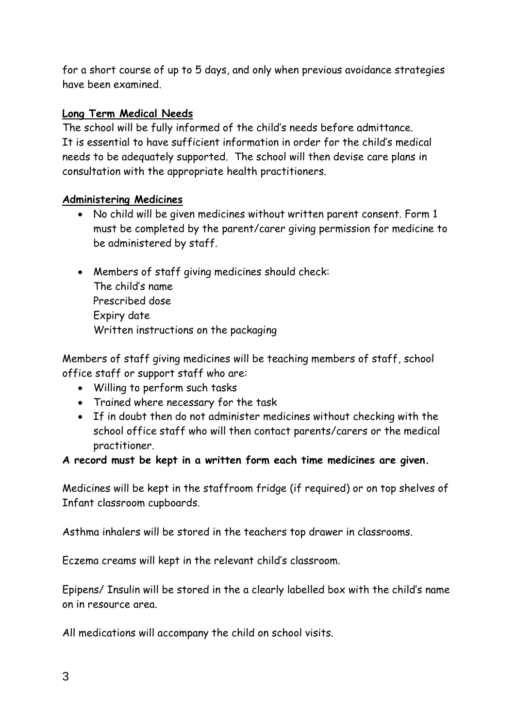for a short course of up to 5 days, and only when previous avoidance strategies have been examined.

**Long Term Medical Needs**

The school will be fully informed of the child's needs before admittance. It is essential to have sufficient information in order for the child's medical needs to be adequately supported. The school will then devise care plans in consultation with the appropriate health practitioners.

**Administering Medicines**

- No child will be given medicines without written parent consent. Form 1 must be completed by the parent/carer giving permission for medicine to be administered by staff.
- Members of staff giving medicines should check:
  The child's name
  Prescribed dose
  Expiry date
  Written instructions on the packaging

Members of staff giving medicines will be teaching members of staff, school office staff or support staff who are:

- Willing to perform such tasks
- Trained where necessary for the task
- If in doubt then do not administer medicines without checking with the school office staff who will then contact parents/carers or the medical practitioner.

**A record must be kept in a written form each time medicines are given.**

Medicines will be kept in the staffroom fridge (if required) or on top shelves of Infant classroom cupboards.

Asthma inhalers will be stored in the teachers top drawer in classrooms.

Eczema creams will kept in the relevant child's classroom.

Epipens/ Insulin will be stored in the a clearly labelled box with the child's name on in resource area.

All medications will accompany the child on school visits.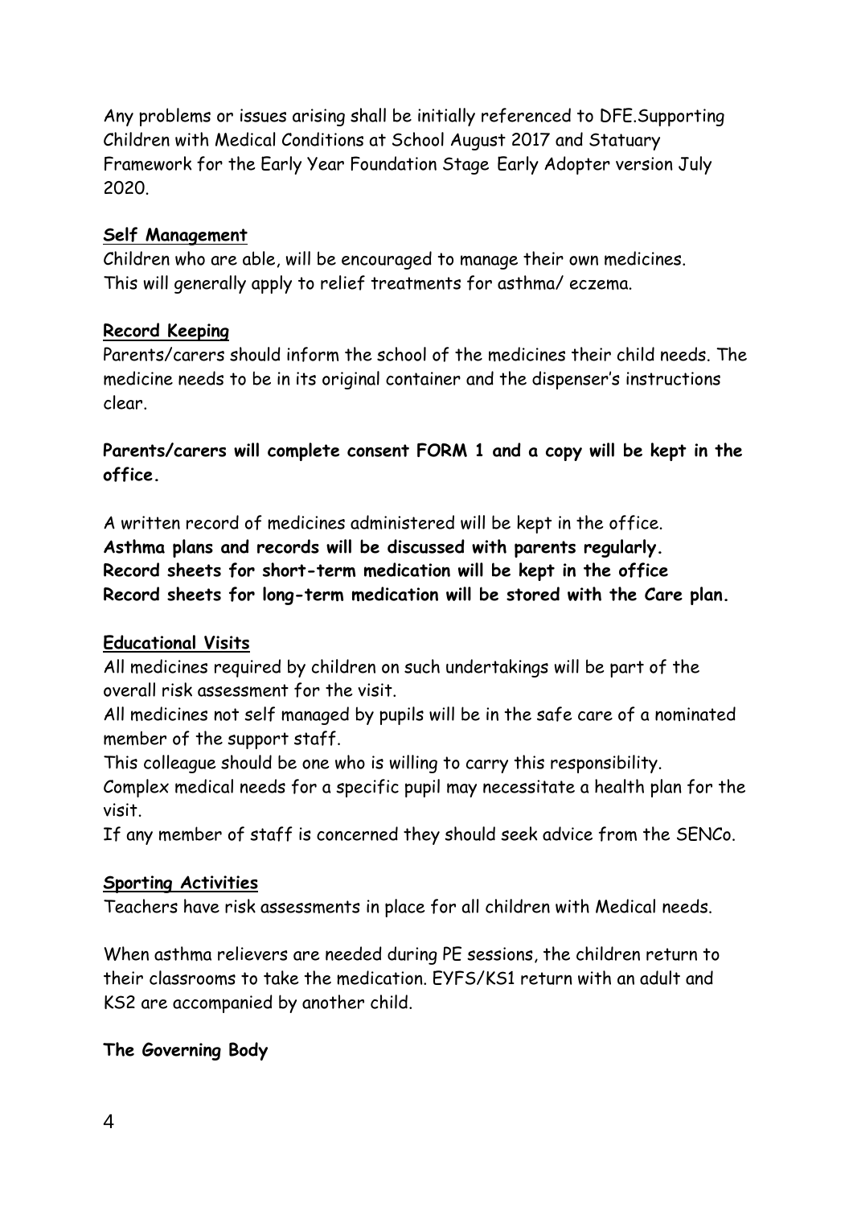Any problems or issues arising shall be initially referenced to DFE.Supporting Children with Medical Conditions at School August 2017 and Statuary Framework for the Early Year Foundation Stage Early Adopter version July 2020.

## Self Management

Children who are able, will be encouraged to manage their own medicines. This will generally apply to relief treatments for asthma/ eczema.

## Record Keeping

Parents/carers should inform the school of the medicines their child needs. The medicine needs to be in its original container and the dispenser's instructions clear.

**Parents/carers will complete consent FORM 1 and a copy will be kept in the office.**

A written record of medicines administered will be kept in the office.
**Asthma plans and records will be discussed with parents regularly.**
**Record sheets for short-term medication will be kept in the office**
**Record sheets for long-term medication will be stored with the Care plan.**

## Educational Visits

All medicines required by children on such undertakings will be part of the overall risk assessment for the visit.

All medicines not self managed by pupils will be in the safe care of a nominated member of the support staff.

This colleague should be one who is willing to carry this responsibility.

Complex medical needs for a specific pupil may necessitate a health plan for the visit.

If any member of staff is concerned they should seek advice from the SENCo.

## Sporting Activities

Teachers have risk assessments in place for all children with Medical needs.

When asthma relievers are needed during PE sessions, the children return to their classrooms to take the medication. EYFS/KS1 return with an adult and KS2 are accompanied by another child.

## The Governing Body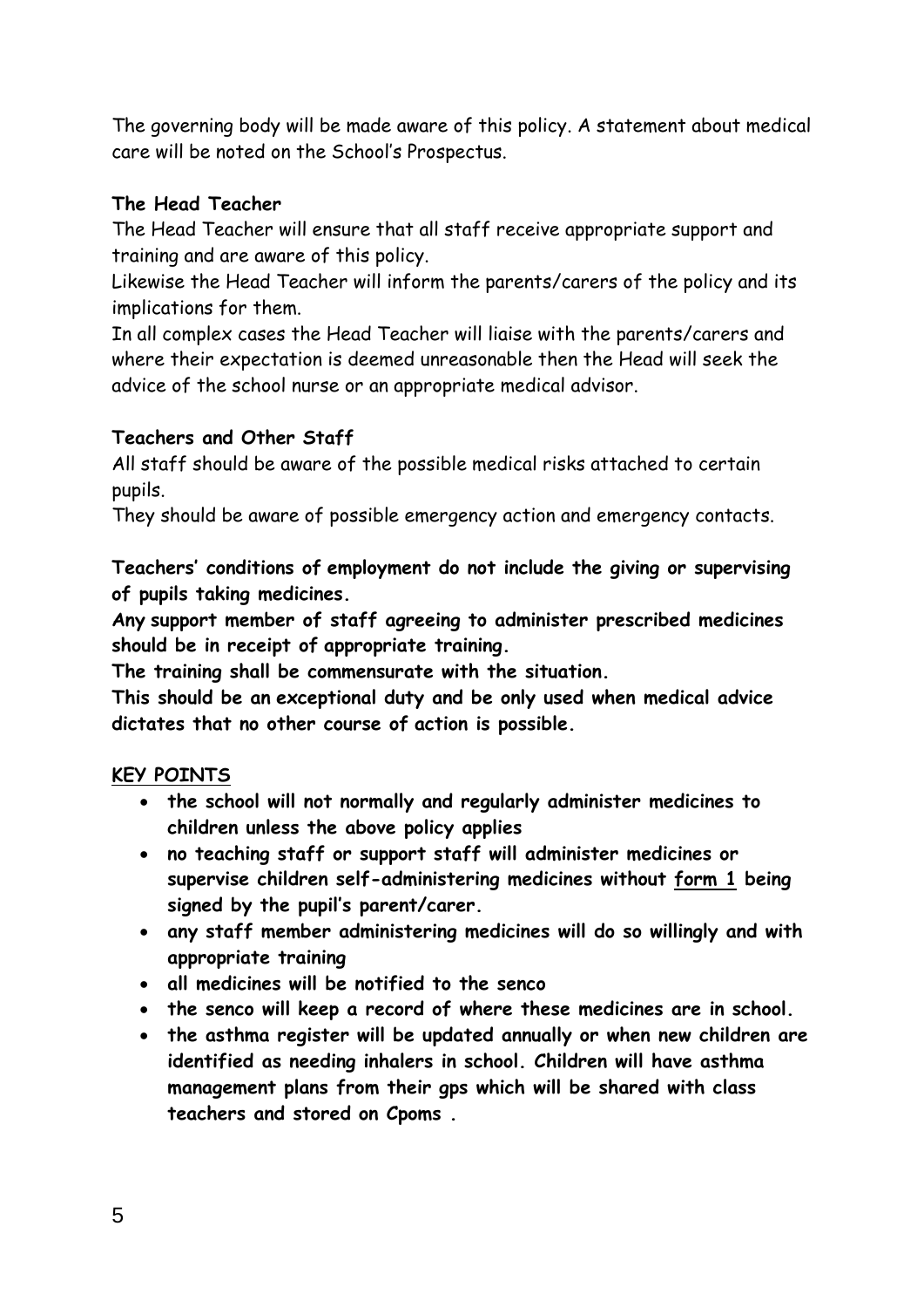The governing body will be made aware of this policy. A statement about medical care will be noted on the School's Prospectus.

**The Head Teacher**

The Head Teacher will ensure that all staff receive appropriate support and training and are aware of this policy.

Likewise the Head Teacher will inform the parents/carers of the policy and its implications for them.

In all complex cases the Head Teacher will liaise with the parents/carers and where their expectation is deemed unreasonable then the Head will seek the advice of the school nurse or an appropriate medical advisor.

**Teachers and Other Staff**

All staff should be aware of the possible medical risks attached to certain pupils.

They should be aware of possible emergency action and emergency contacts.

**Teachers' conditions of employment do not include the giving or supervising of pupils taking medicines.**

**Any support member of staff agreeing to administer prescribed medicines should be in receipt of appropriate training.**

**The training shall be commensurate with the situation.**

**This should be an exceptional duty and be only used when medical advice dictates that no other course of action is possible.**

**KEY POINTS**

- **the school will not normally and regularly administer medicines to children unless the above policy applies**
- **no teaching staff or support staff will administer medicines or supervise children self-administering medicines without form 1 being signed by the pupil's parent/carer.**
- **any staff member administering medicines will do so willingly and with appropriate training**
- **all medicines will be notified to the senco**
- **the senco will keep a record of where these medicines are in school.**
- **the asthma register will be updated annually or when new children are identified as needing inhalers in school. Children will have asthma management plans from their gps which will be shared with class teachers and stored on Cpoms .**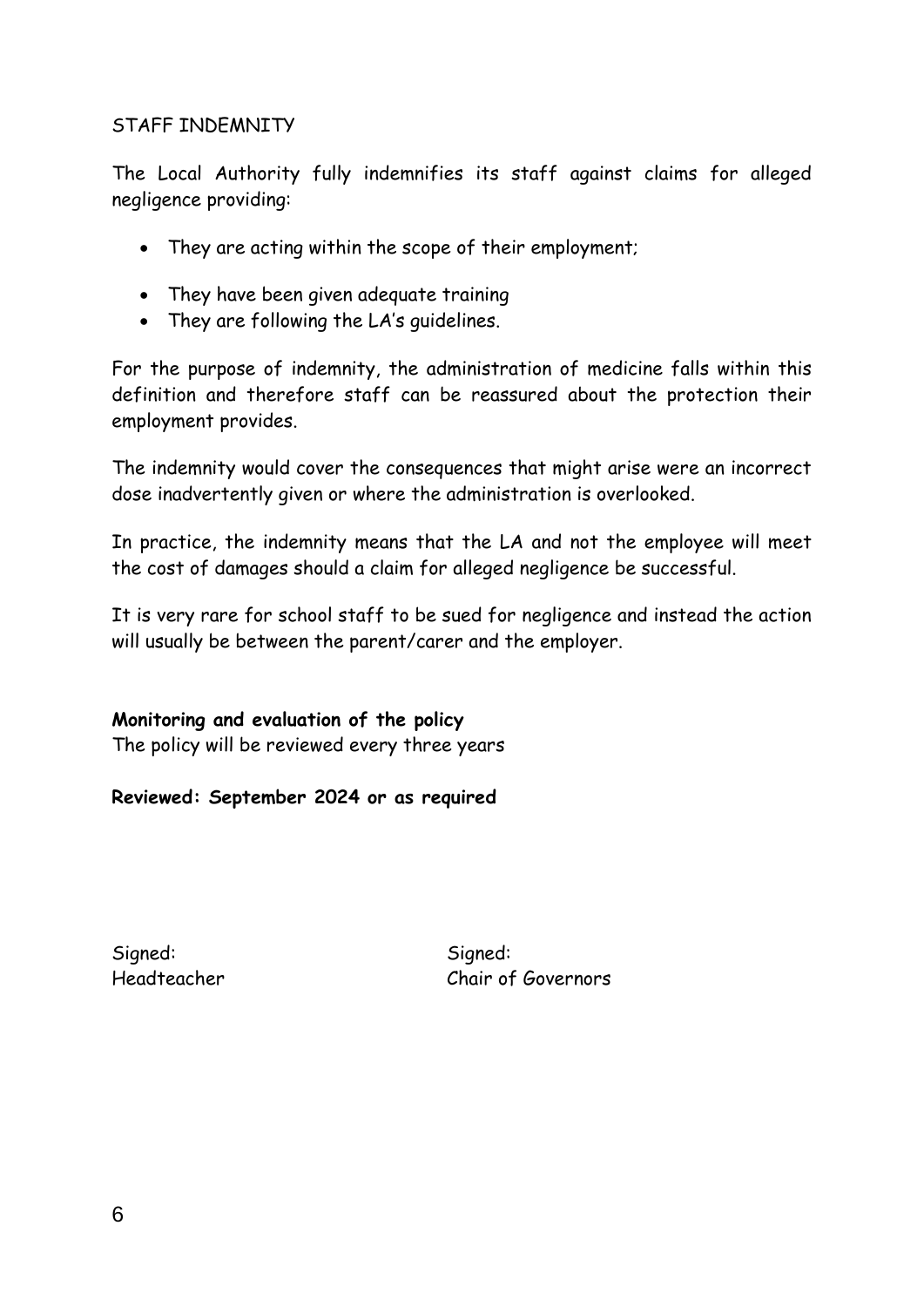## STAFF INDEMNITY

The Local Authority fully indemnifies its staff against claims for alleged negligence providing:

- They are acting within the scope of their employment;
- They have been given adequate training
- They are following the LA's guidelines.

For the purpose of indemnity, the administration of medicine falls within this definition and therefore staff can be reassured about the protection their employment provides.

The indemnity would cover the consequences that might arise were an incorrect dose inadvertently given or where the administration is overlooked.

In practice, the indemnity means that the LA and not the employee will meet the cost of damages should a claim for alleged negligence be successful.

It is very rare for school staff to be sued for negligence and instead the action will usually be between the parent/carer and the employer.

**Monitoring and evaluation of the policy**
The policy will be reviewed every three years

**Reviewed: September 2024 or as required**

Signed:
Headteacher

Signed:
Chair of Governors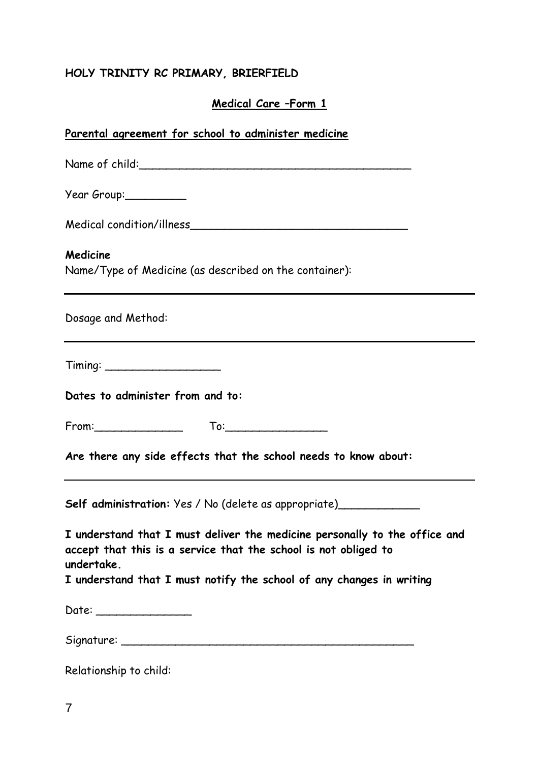**HOLY TRINITY RC PRIMARY, BRIERFIELD**

**Medical Care –Form 1**

**Parental agreement for school to administer medicine**

Name of child:_________________________________________

Year Group:_________

Medical condition/illness_________________________________

**Medicine**
Name/Type of Medicine (as described on the container):

_________________________________________________________________

Dosage and Method:

_________________________________________________________________

Timing: _________________

**Dates to administer from and to:**

From:_____________ To:_______________

**Are there any side effects that the school needs to know about:**

_________________________________________________________________

**Self administration:** Yes / No (delete as appropriate)____________

**I understand that I must deliver the medicine personally to the office and accept that this is a service that the school is not obliged to undertake.**
**I understand that I must notify the school of any changes in writing**

Date: ______________

Signature: ___________________________________________

Relationship to child: